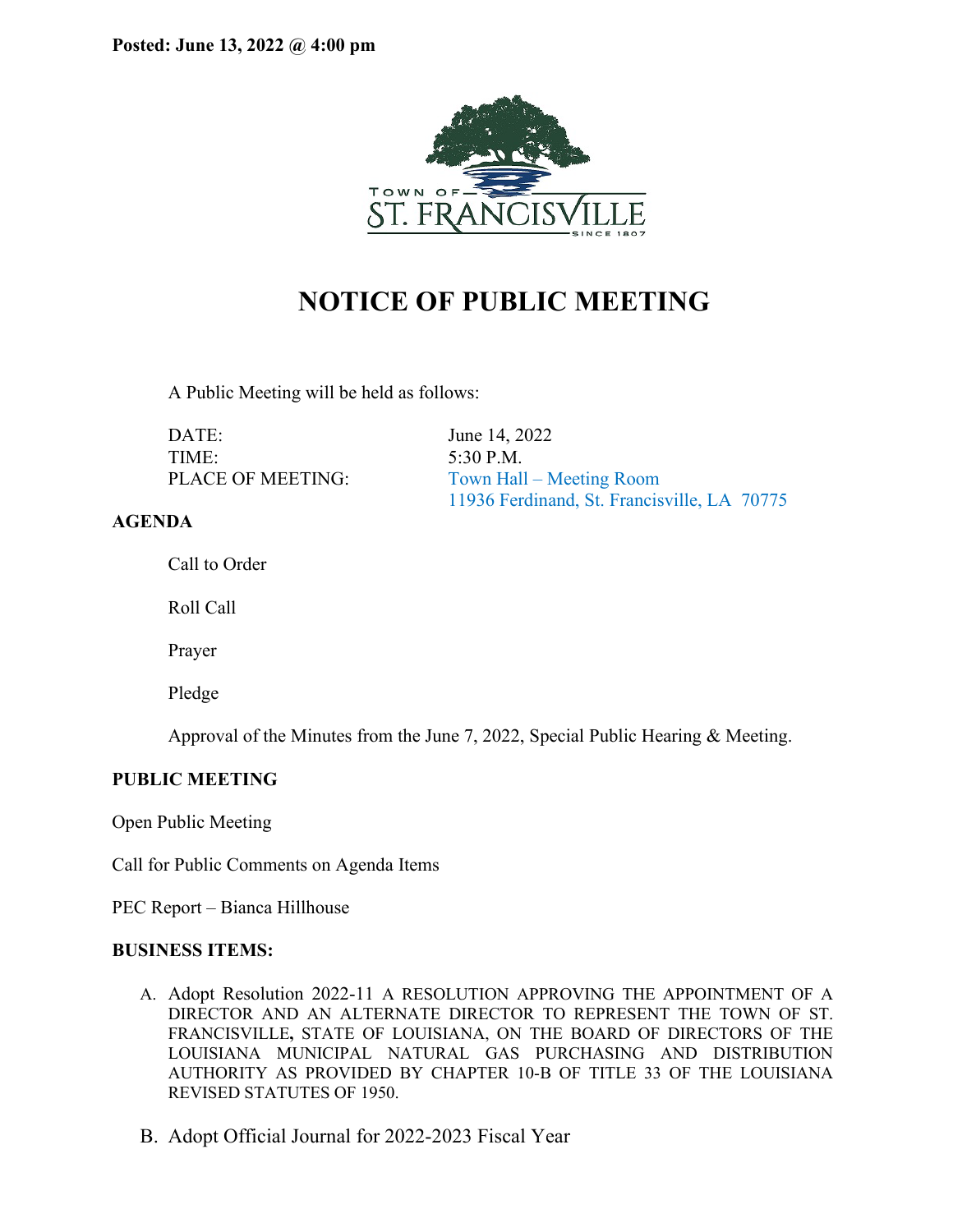**Posted: June 13, 2022 @ 4:00 pm**

TOWN OF ST. FRANCISVILLE SINCE 1807

# NOTICE OF PUBLIC MEETING

A Public Meeting will be held as follows:

| | |
|---|---|
| DATE: | June 14, 2022 |
| TIME: | 5:30 P.M. |
| PLACE OF MEETING: | Town Hall – Meeting Room<br>11936 Ferdinand, St. Francisville, LA 70775 |

**AGENDA**

Call to Order

Roll Call

Prayer

Pledge

Approval of the Minutes from the June 7, 2022, Special Public Hearing & Meeting.

**PUBLIC MEETING**

Open Public Meeting

Call for Public Comments on Agenda Items

PEC Report – Bianca Hillhouse

**BUSINESS ITEMS:**

A. Adopt Resolution 2022-11 A RESOLUTION APPROVING THE APPOINTMENT OF A DIRECTOR AND AN ALTERNATE DIRECTOR TO REPRESENT THE TOWN OF ST. FRANCISVILLE, STATE OF LOUISIANA, ON THE BOARD OF DIRECTORS OF THE LOUISIANA MUNICIPAL NATURAL GAS PURCHASING AND DISTRIBUTION AUTHORITY AS PROVIDED BY CHAPTER 10-B OF TITLE 33 OF THE LOUISIANA REVISED STATUTES OF 1950.

B. Adopt Official Journal for 2022-2023 Fiscal Year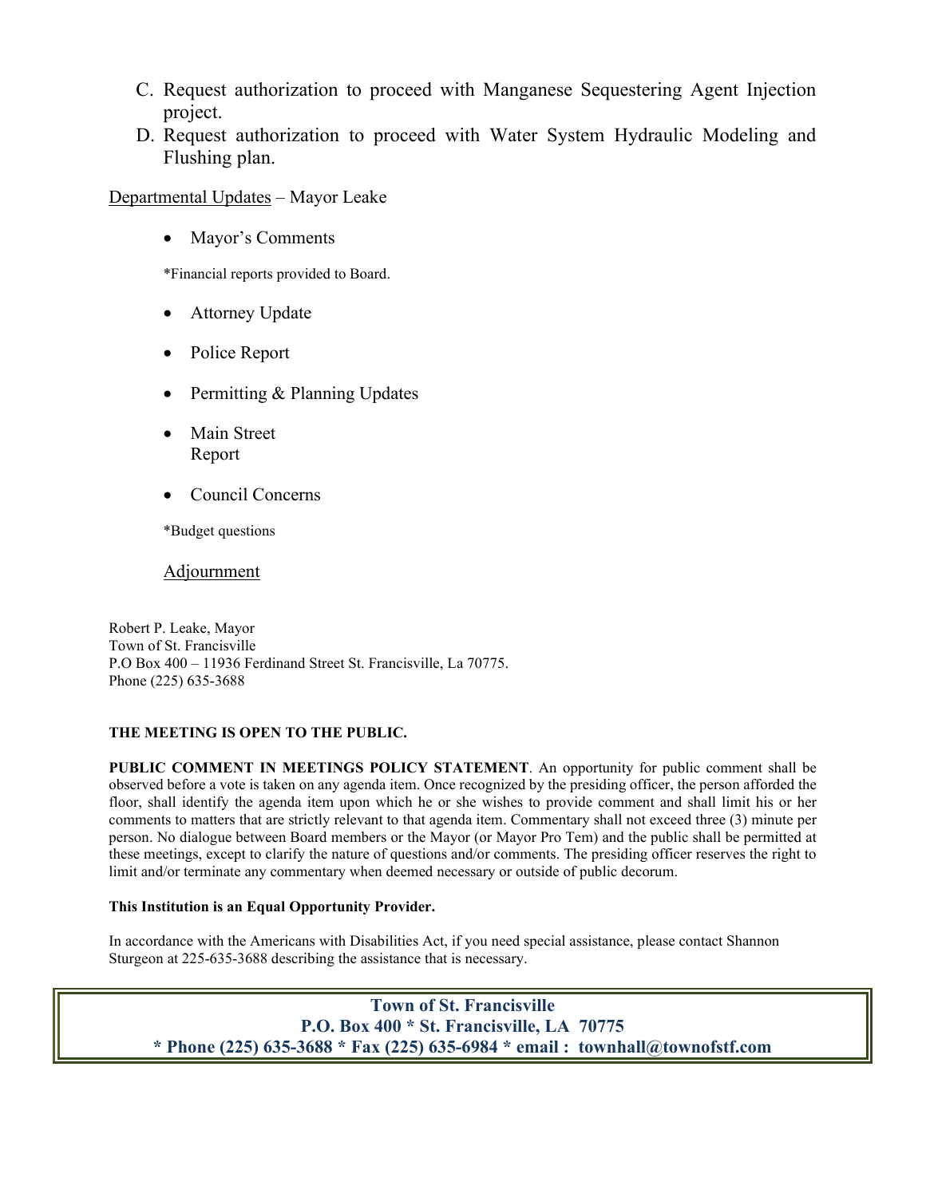C. Request authorization to proceed with Manganese Sequestering Agent Injection project.
D. Request authorization to proceed with Water System Hydraulic Modeling and Flushing plan.

Departmental Updates – Mayor Leake

- Mayor's Comments

*Financial reports provided to Board.

- Attorney Update
- Police Report
- Permitting & Planning Updates
- Main Street Report
- Council Concerns

*Budget questions

Adjournment

Robert P. Leake, Mayor
Town of St. Francisville
P.O Box 400 – 11936 Ferdinand Street St. Francisville, La 70775.
Phone (225) 635-3688

**THE MEETING IS OPEN TO THE PUBLIC.**

**PUBLIC COMMENT IN MEETINGS POLICY STATEMENT**. An opportunity for public comment shall be observed before a vote is taken on any agenda item. Once recognized by the presiding officer, the person afforded the floor, shall identify the agenda item upon which he or she wishes to provide comment and shall limit his or her comments to matters that are strictly relevant to that agenda item. Commentary shall not exceed three (3) minute per person. No dialogue between Board members or the Mayor (or Mayor Pro Tem) and the public shall be permitted at these meetings, except to clarify the nature of questions and/or comments. The presiding officer reserves the right to limit and/or terminate any commentary when deemed necessary or outside of public decorum.

**This Institution is an Equal Opportunity Provider.**

In accordance with the Americans with Disabilities Act, if you need special assistance, please contact Shannon Sturgeon at 225-635-3688 describing the assistance that is necessary.

**Town of St. Francisville**
**P.O. Box 400 * St. Francisville, LA 70775**
*** Phone (225) 635-3688 * Fax (225) 635-6984 * email : townhall@townofstf.com**